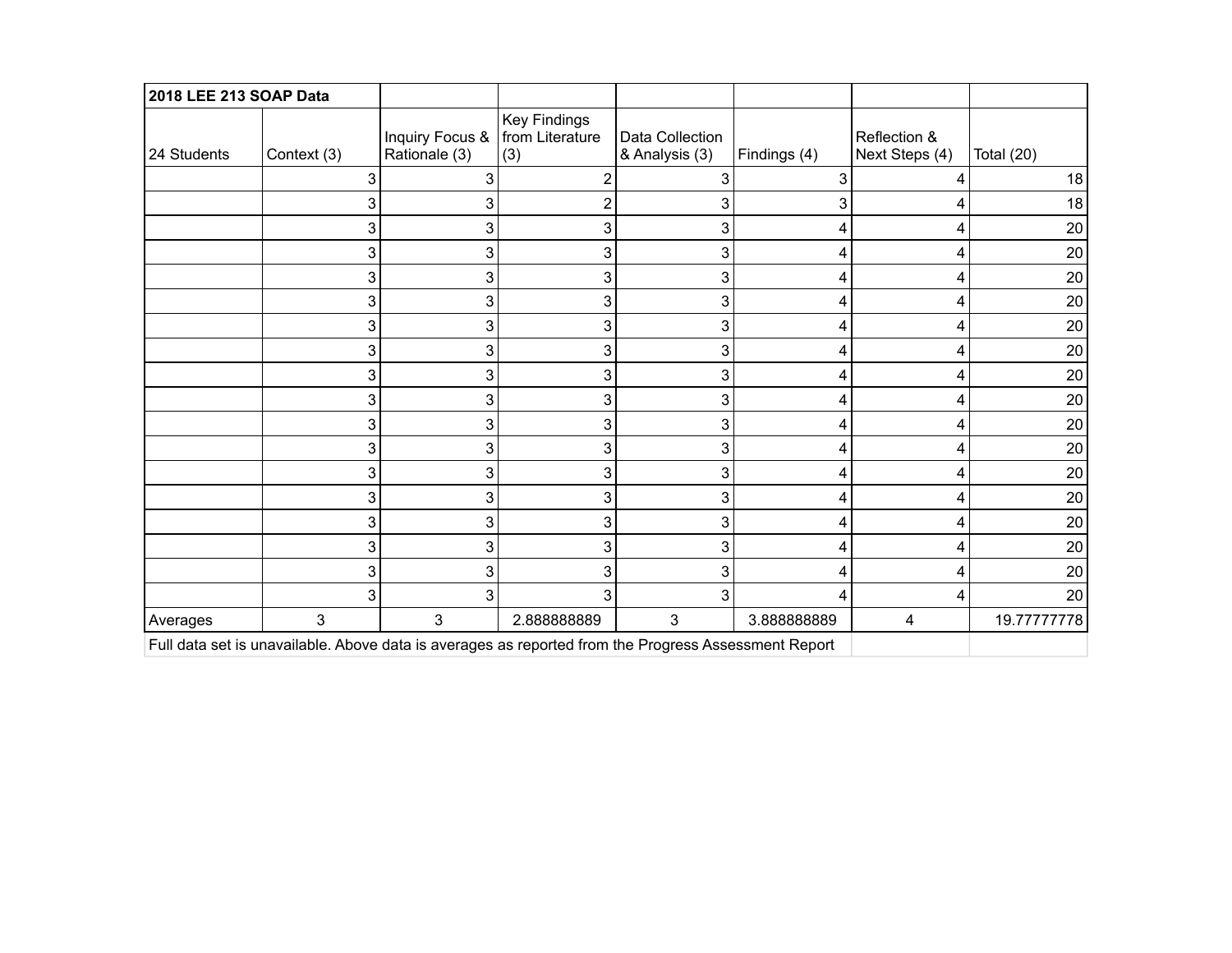| 2018 LEE 213 SOAP Data | | | | | | | |
|---|---|---|---|---|---|---|---|
| 24 Students | Context (3) | Inquiry Focus & Rationale (3) | Key Findings from Literature (3) | Data Collection & Analysis (3) | Findings (4) | Reflection & Next Steps (4) | Total (20) |
| | 3 | 3 | 2 | 3 | 3 | 4 | 18 |
| | 3 | 3 | 2 | 3 | 3 | 4 | 18 |
| | 3 | 3 | 3 | 3 | 4 | 4 | 20 |
| | 3 | 3 | 3 | 3 | 4 | 4 | 20 |
| | 3 | 3 | 3 | 3 | 4 | 4 | 20 |
| | 3 | 3 | 3 | 3 | 4 | 4 | 20 |
| | 3 | 3 | 3 | 3 | 4 | 4 | 20 |
| | 3 | 3 | 3 | 3 | 4 | 4 | 20 |
| | 3 | 3 | 3 | 3 | 4 | 4 | 20 |
| | 3 | 3 | 3 | 3 | 4 | 4 | 20 |
| | 3 | 3 | 3 | 3 | 4 | 4 | 20 |
| | 3 | 3 | 3 | 3 | 4 | 4 | 20 |
| | 3 | 3 | 3 | 3 | 4 | 4 | 20 |
| | 3 | 3 | 3 | 3 | 4 | 4 | 20 |
| | 3 | 3 | 3 | 3 | 4 | 4 | 20 |
| | 3 | 3 | 3 | 3 | 4 | 4 | 20 |
| | 3 | 3 | 3 | 3 | 4 | 4 | 20 |
| | 3 | 3 | 3 | 3 | 4 | 4 | 20 |
| Averages | 3 | 3 | 2.888888889 | 3 | 3.888888889 | 4 | 19.77777778 |

Full data set is unavailable. Above data is averages as reported from the Progress Assessment Report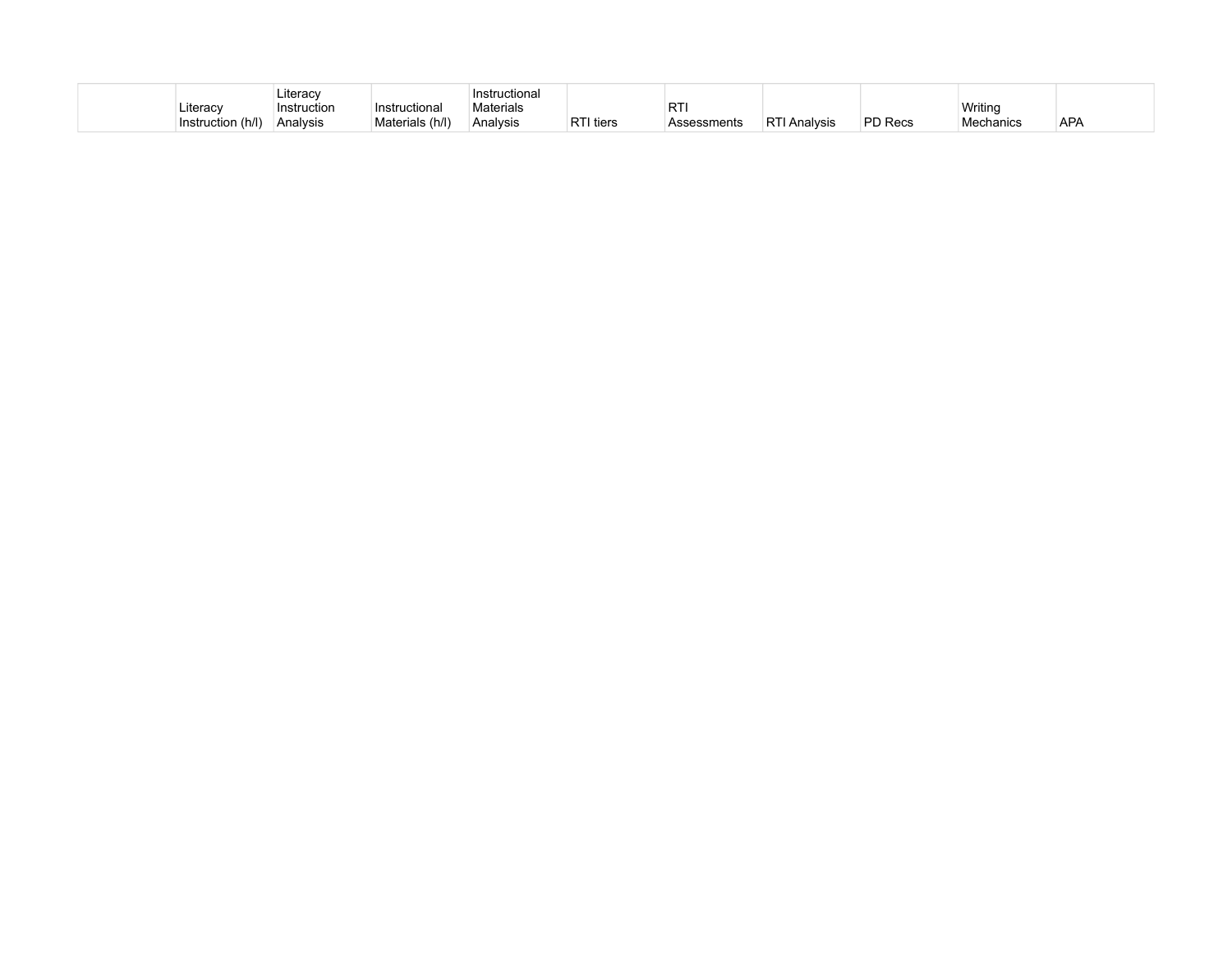| | Literacy Instruction (h/l) | Literacy Instruction Analysis | Instructional Materials (h/l) | Instructional Materials Analysis | RTI tiers | RTI Assessments | RTI Analysis | PD Recs | Writing Mechanics | APA |
|---|---|---|---|---|---|---|---|---|---|---|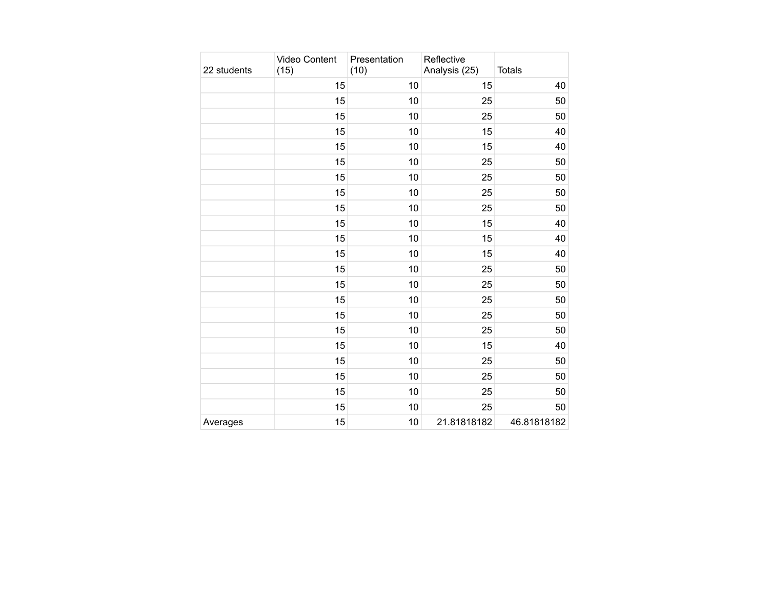| 22 students | Video Content (15) | Presentation (10) | Reflective Analysis (25) | Totals |
|---|---|---|---|---|
| | 15 | 10 | 15 | 40 |
| | 15 | 10 | 25 | 50 |
| | 15 | 10 | 25 | 50 |
| | 15 | 10 | 15 | 40 |
| | 15 | 10 | 15 | 40 |
| | 15 | 10 | 25 | 50 |
| | 15 | 10 | 25 | 50 |
| | 15 | 10 | 25 | 50 |
| | 15 | 10 | 25 | 50 |
| | 15 | 10 | 15 | 40 |
| | 15 | 10 | 15 | 40 |
| | 15 | 10 | 15 | 40 |
| | 15 | 10 | 25 | 50 |
| | 15 | 10 | 25 | 50 |
| | 15 | 10 | 25 | 50 |
| | 15 | 10 | 25 | 50 |
| | 15 | 10 | 25 | 50 |
| | 15 | 10 | 15 | 40 |
| | 15 | 10 | 25 | 50 |
| | 15 | 10 | 25 | 50 |
| | 15 | 10 | 25 | 50 |
| | 15 | 10 | 25 | 50 |
| Averages | 15 | 10 | 21.81818182 | 46.81818182 |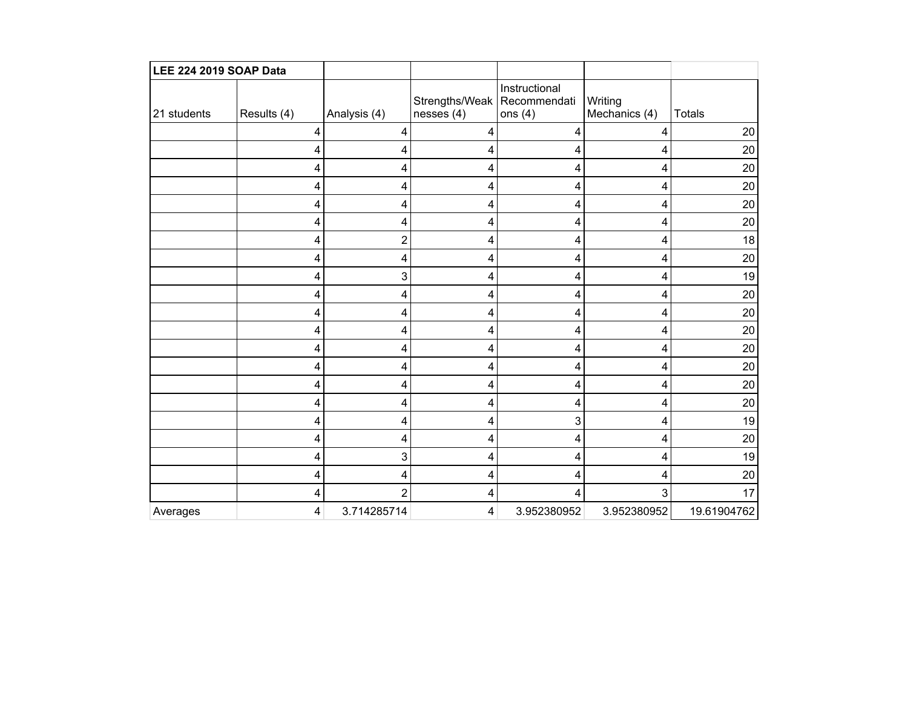| LEE 224 2019 SOAP Data | | | | | | |
|---|---|---|---|---|---|---|
| 21 students | Results (4) | Analysis (4) | Strengths/Weaknesses (4) | Instructional Recommendations (4) | Writing Mechanics (4) | Totals |
| | 4 | 4 | 4 | 4 | 4 | 20 |
| | 4 | 4 | 4 | 4 | 4 | 20 |
| | 4 | 4 | 4 | 4 | 4 | 20 |
| | 4 | 4 | 4 | 4 | 4 | 20 |
| | 4 | 4 | 4 | 4 | 4 | 20 |
| | 4 | 4 | 4 | 4 | 4 | 20 |
| | 4 | 2 | 4 | 4 | 4 | 18 |
| | 4 | 4 | 4 | 4 | 4 | 20 |
| | 4 | 3 | 4 | 4 | 4 | 19 |
| | 4 | 4 | 4 | 4 | 4 | 20 |
| | 4 | 4 | 4 | 4 | 4 | 20 |
| | 4 | 4 | 4 | 4 | 4 | 20 |
| | 4 | 4 | 4 | 4 | 4 | 20 |
| | 4 | 4 | 4 | 4 | 4 | 20 |
| | 4 | 4 | 4 | 4 | 4 | 20 |
| | 4 | 4 | 4 | 4 | 4 | 20 |
| | 4 | 4 | 4 | 3 | 4 | 19 |
| | 4 | 4 | 4 | 4 | 4 | 20 |
| | 4 | 3 | 4 | 4 | 4 | 19 |
| | 4 | 4 | 4 | 4 | 4 | 20 |
| | 4 | 2 | 4 | 4 | 3 | 17 |
| Averages | 4 | 3.714285714 | 4 | 3.952380952 | 3.952380952 | 19.61904762 |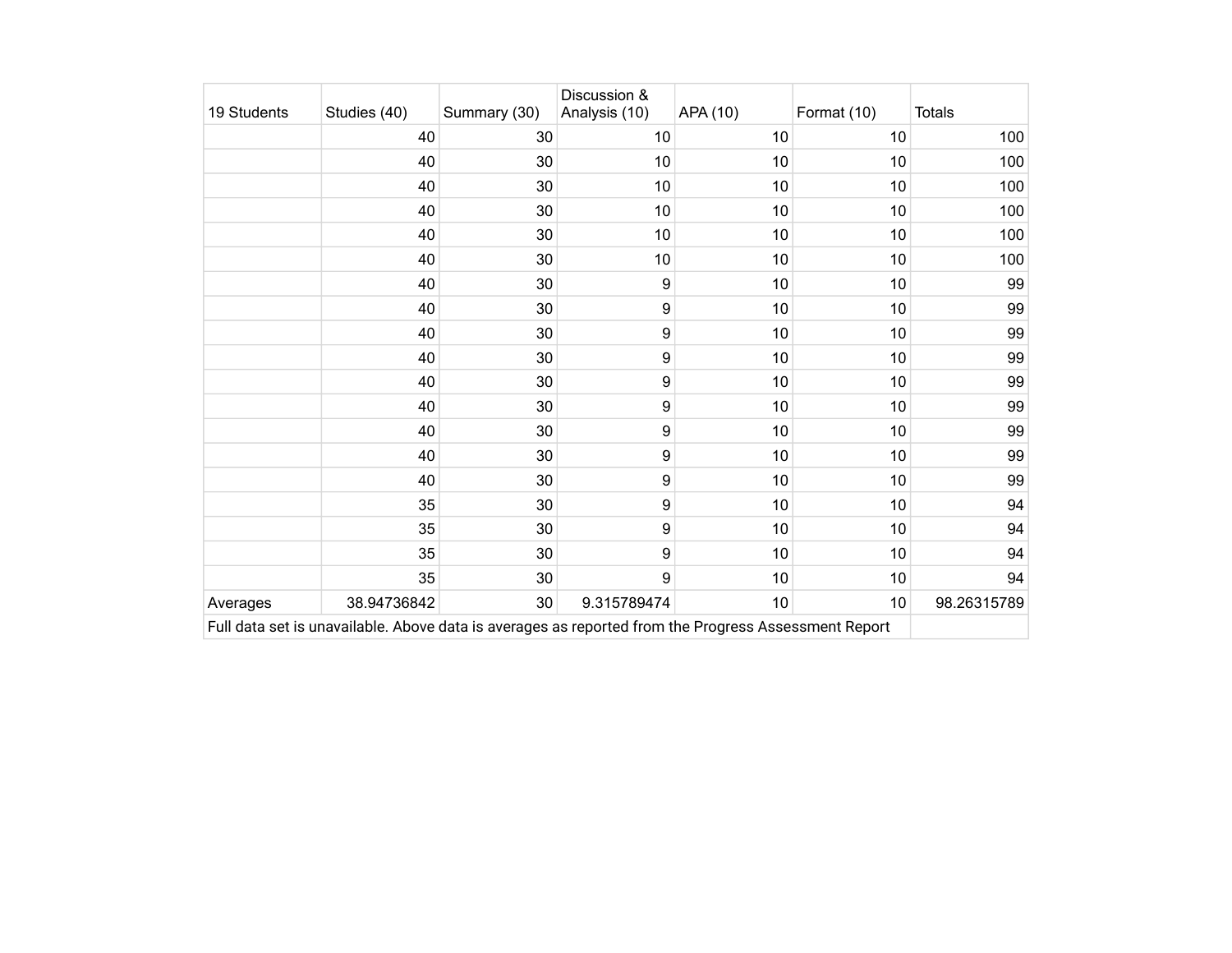| 19 Students | Studies (40) | Summary (30) | Discussion & Analysis (10) | APA (10) | Format (10) | Totals |
|---|---|---|---|---|---|---|
| | 40 | 30 | 10 | 10 | 10 | 100 |
| | 40 | 30 | 10 | 10 | 10 | 100 |
| | 40 | 30 | 10 | 10 | 10 | 100 |
| | 40 | 30 | 10 | 10 | 10 | 100 |
| | 40 | 30 | 10 | 10 | 10 | 100 |
| | 40 | 30 | 10 | 10 | 10 | 100 |
| | 40 | 30 | 9 | 10 | 10 | 99 |
| | 40 | 30 | 9 | 10 | 10 | 99 |
| | 40 | 30 | 9 | 10 | 10 | 99 |
| | 40 | 30 | 9 | 10 | 10 | 99 |
| | 40 | 30 | 9 | 10 | 10 | 99 |
| | 40 | 30 | 9 | 10 | 10 | 99 |
| | 40 | 30 | 9 | 10 | 10 | 99 |
| | 40 | 30 | 9 | 10 | 10 | 99 |
| | 40 | 30 | 9 | 10 | 10 | 99 |
| | 35 | 30 | 9 | 10 | 10 | 94 |
| | 35 | 30 | 9 | 10 | 10 | 94 |
| | 35 | 30 | 9 | 10 | 10 | 94 |
| | 35 | 30 | 9 | 10 | 10 | 94 |
| Averages | 38.94736842 | 30 | 9.315789474 | 10 | 10 | 98.26315789 |
| Full data set is unavailable. Above data is averages as reported from the Progress Assessment Report | | | | | | |